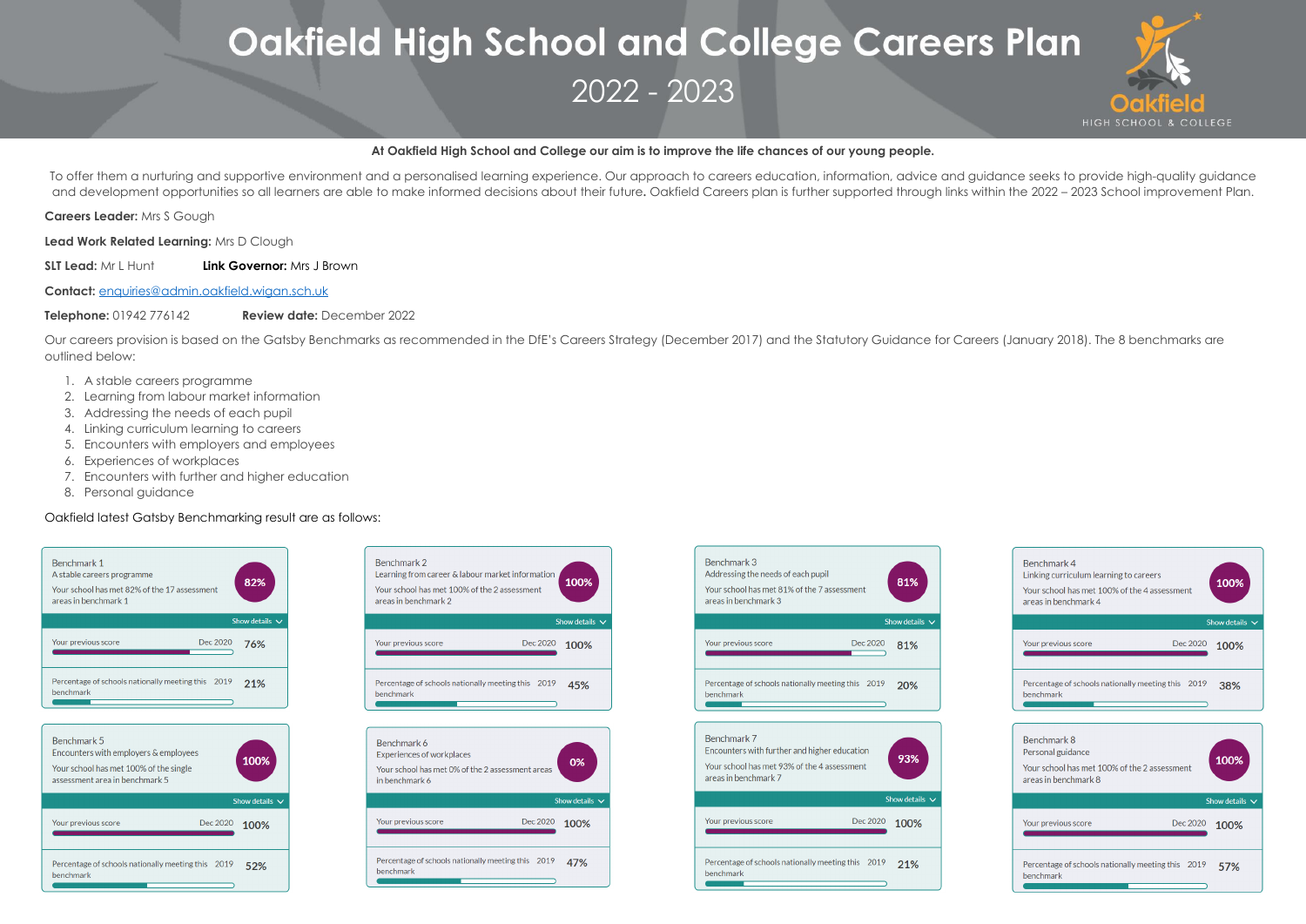# Oakfield High School and College Careers Plan

## 2022 - 2023

**At Oakfield High School and College our aim is to improve the life chances of our young people.**

To offer them a nurturing and supportive environment and a personalised learning experience. Our approach to careers education, information, advice and guidance seeks to provide high-quality guidance and development opportunities so all learners are able to make informed decisions about their future**.** Oakfield Careers plan is further supported through links within the 2022 – 2023 School improvement Plan.

**Careers Leader:** Mrs S Gough

**Lead Work Related Learning:** Mrs D Clough

**SLT Lead:** Mr L Hunt **Link Governor:** Mrs J Brown

**Contact:** enquiries@admin.oakfield.wigan.sch.uk

**Telephone:** 01942 776142 **Review date:** December 2022

Our careers provision is based on the Gatsby Benchmarks as recommended in the DfE's Careers Strategy (December 2017) and the Statutory Guidance for Careers (January 2018). The 8 benchmarks are outlined below:

1. A stable careers programme
2. Learning from labour market information
3. Addressing the needs of each pupil
4. Linking curriculum learning to careers
5. Encounters with employers and employees
6. Experiences of workplaces
7. Encounters with further and higher education
8. Personal guidance

Oakfield latest Gatsby Benchmarking result are as follows:

| Benchmark | Description | Score | Detail | Your previous score (Dec 2020) | Percentage of schools nationally meeting this benchmark (2019) |
|---|---|---|---|---|---|
| Benchmark 1 | A stable careers programme | 82% | Your school has met 82% of the 17 assessment areas in benchmark 1 | 76% | 21% |
| Benchmark 2 | Learning from career & labour market information | 100% | Your school has met 100% of the 2 assessment areas in benchmark 2 | 100% | 45% |
| Benchmark 3 | Addressing the needs of each pupil | 81% | Your school has met 81% of the 7 assessment areas in benchmark 3 | 81% | 20% |
| Benchmark 4 | Linking curriculum learning to careers | 100% | Your school has met 100% of the 4 assessment areas in benchmark 4 | 100% | 38% |
| Benchmark 5 | Encounters with employers & employees | 100% | Your school has met 100% of the single assessment area in benchmark 5 | 100% | 52% |
| Benchmark 6 | Experiences of workplaces | 0% | Your school has met 0% of the 2 assessment areas in benchmark 6 | 100% | 47% |
| Benchmark 7 | Encounters with further and higher education | 93% | Your school has met 93% of the 4 assessment areas in benchmark 7 | 100% | 21% |
| Benchmark 8 | Personal guidance | 100% | Your school has met 100% of the 2 assessment areas in benchmark 8 | 100% | 57% |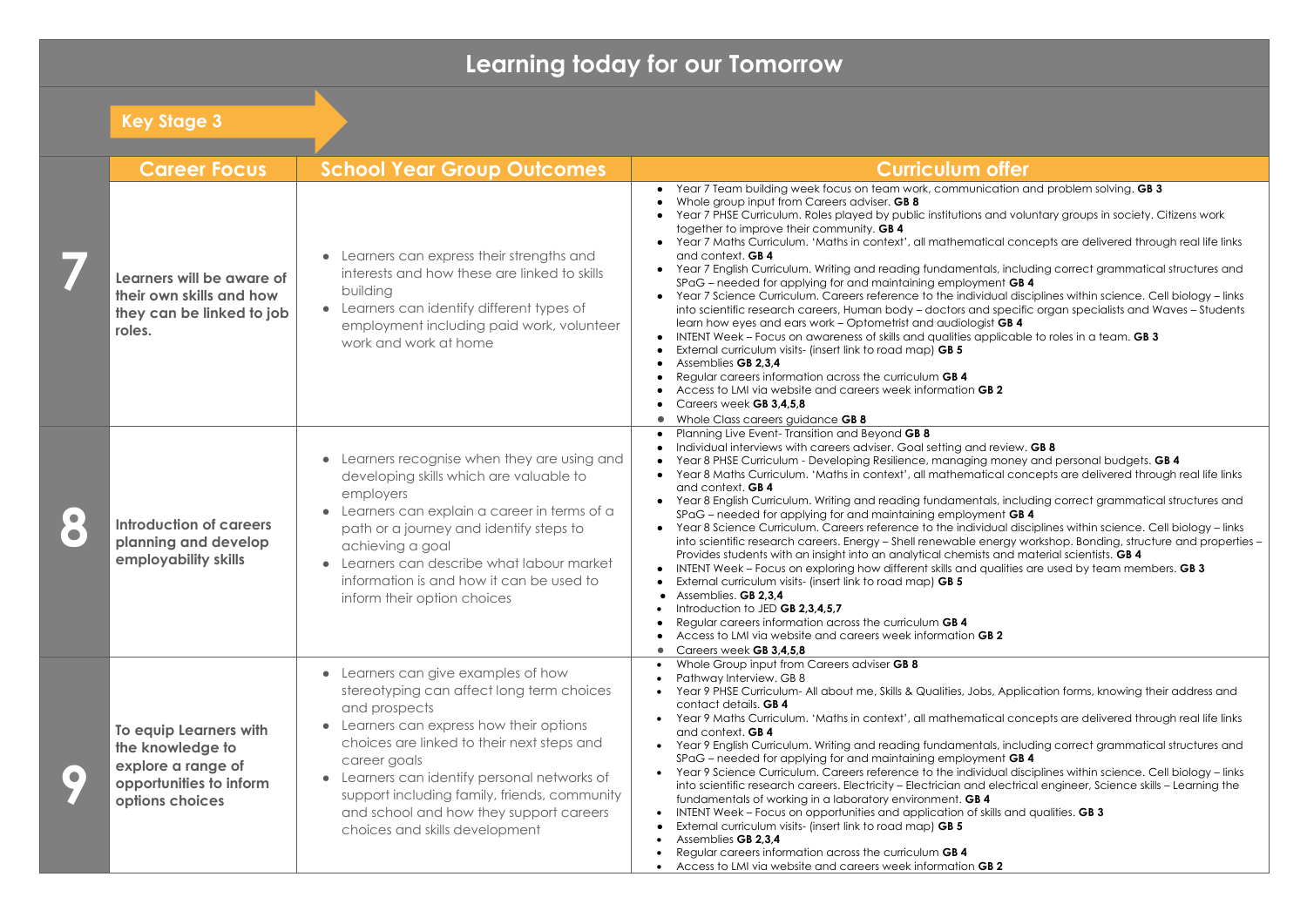# Learning today for our Tomorrow

## Key Stage 3

| | Career Focus | School Year Group Outcomes | Curriculum offer |
|---|---|---|---|
| **7** | **Learners will be aware of their own skills and how they can be linked to job roles.** | • Learners can express their strengths and interests and how these are linked to skills building<br>• Learners can identify different types of employment including paid work, volunteer work and work at home | • Year 7 Team building week focus on team work, communication and problem solving. **GB 3**<br>• Whole group input from Careers adviser. **GB 8**<br>• Year 7 PHSE Curriculum. Roles played by public institutions and voluntary groups in society. Citizens work together to improve their community. **GB 4**<br>• Year 7 Maths Curriculum. 'Maths in context', all mathematical concepts are delivered through real life links and context. **GB 4**<br>• Year 7 English Curriculum. Writing and reading fundamentals, including correct grammatical structures and SPaG – needed for applying for and maintaining employment **GB 4**<br>• Year 7 Science Curriculum. Careers reference to the individual disciplines within science. Cell biology – links into scientific research careers, Human body – doctors and specific organ specialists and Waves – Students learn how eyes and ears work – Optometrist and audiologist **GB 4**<br>• INTENT Week – Focus on awareness of skills and qualities applicable to roles in a team. **GB 3**<br>• External curriculum visits- (insert link to road map) **GB 5**<br>• Assemblies **GB 2,3,4**<br>• Regular careers information across the curriculum **GB 4**<br>• Access to LMI via website and careers week information **GB 2**<br>• Careers week **GB 3,4,5,8**<br>• Whole Class careers guidance **GB 8** |
| **8** | **Introduction of careers planning and develop employability skills** | • Learners recognise when they are using and developing skills which are valuable to employers<br>• Learners can explain a career in terms of a path or a journey and identify steps to achieving a goal<br>• Learners can describe what labour market information is and how it can be used to inform their option choices | • Planning Live Event- Transition and Beyond **GB 8**<br>• Individual interviews with careers adviser. Goal setting and review. **GB 8**<br>• Year 8 PHSE Curriculum - Developing Resilience, managing money and personal budgets. **GB 4**<br>• Year 8 Maths Curriculum. 'Maths in context', all mathematical concepts are delivered through real life links and context. **GB 4**<br>• Year 8 English Curriculum. Writing and reading fundamentals, including correct grammatical structures and SPaG – needed for applying for and maintaining employment **GB 4**<br>• Year 8 Science Curriculum. Careers reference to the individual disciplines within science. Cell biology – links into scientific research careers. Energy – Shell renewable energy workshop. Bonding, structure and properties – Provides students with an insight into an analytical chemists and material scientists. **GB 4**<br>• INTENT Week – Focus on exploring how different skills and qualities are used by team members. **GB 3**<br>• External curriculum visits- (insert link to road map) **GB 5**<br>• Assemblies. **GB 2,3,4**<br>• Introduction to JED **GB 2,3,4,5,7**<br>• Regular careers information across the curriculum **GB 4**<br>• Access to LMI via website and careers week information **GB 2**<br>• Careers week **GB 3,4,5,8** |
| **9** | **To equip Learners with the knowledge to explore a range of opportunities to inform options choices** | • Learners can give examples of how stereotyping can affect long term choices and prospects<br>• Learners can express how their options choices are linked to their next steps and career goals<br>• Learners can identify personal networks of support including family, friends, community and school and how they support careers choices and skills development | • Whole Group input from Careers adviser **GB 8**<br>• Pathway Interview. GB 8<br>• Year 9 PHSE Curriculum- All about me, Skills & Qualities, Jobs, Application forms, knowing their address and contact details. **GB 4**<br>• Year 9 Maths Curriculum. 'Maths in context', all mathematical concepts are delivered through real life links and context. **GB 4**<br>• Year 9 English Curriculum. Writing and reading fundamentals, including correct grammatical structures and SPaG – needed for applying for and maintaining employment **GB 4**<br>• Year 9 Science Curriculum. Careers reference to the individual disciplines within science. Cell biology – links into scientific research careers. Electricity – Electrician and electrical engineer, Science skills – Learning the fundamentals of working in a laboratory environment. **GB 4**<br>• INTENT Week – Focus on opportunities and application of skills and qualities. **GB 3**<br>• External curriculum visits- (insert link to road map) **GB 5**<br>• Assemblies **GB 2,3,4**<br>• Regular careers information across the curriculum **GB 4**<br>• Access to LMI via website and careers week information **GB 2** |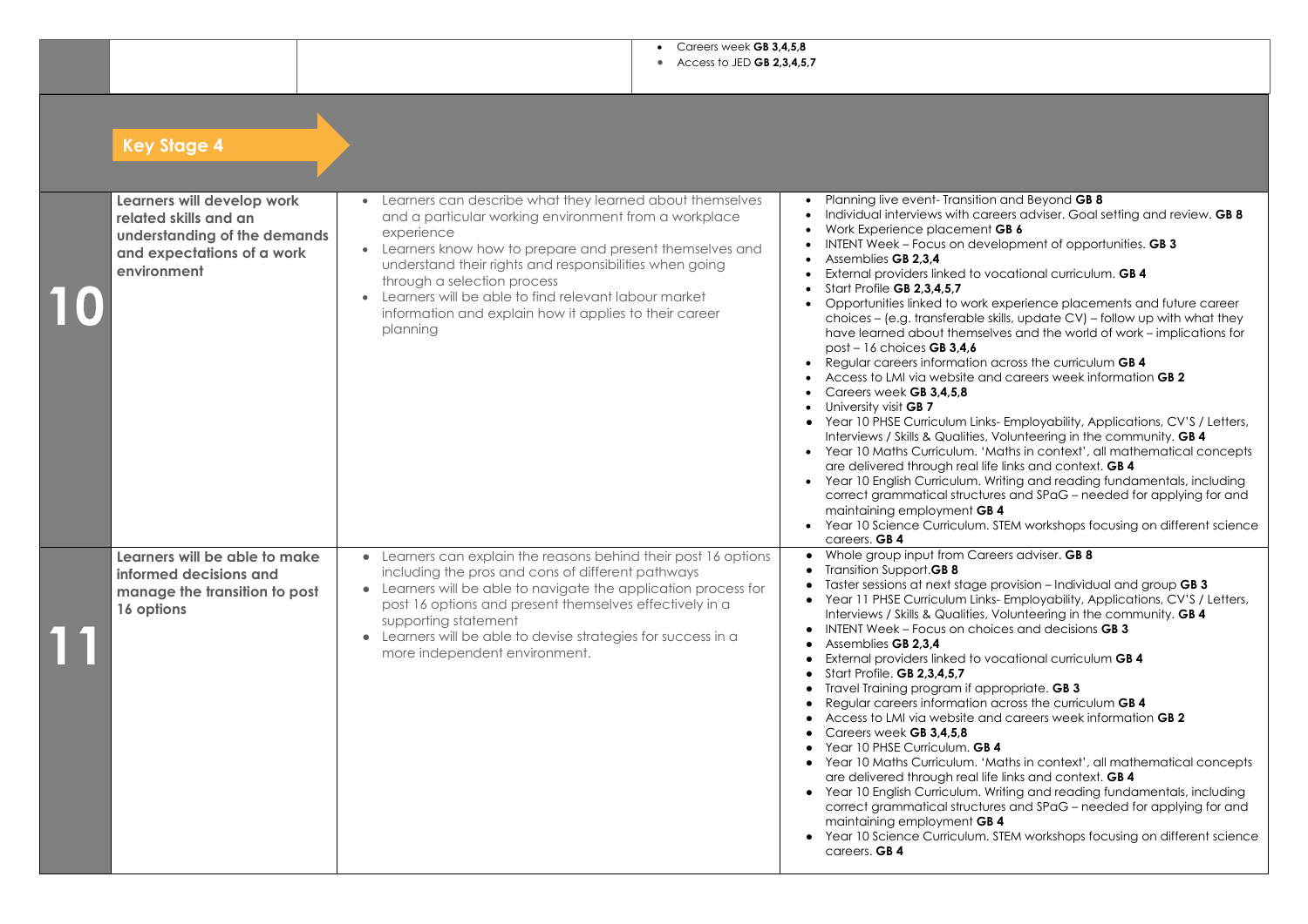| | | | |
|---|---|---|---|
| | | | • Careers week **GB 3,4,5,8**<br>• Access to JED **GB 2,3,4,5,7** |

## Key Stage 4

| Year | Aim | Learning outcomes | Activities |
|---|---|---|---|
| **10** | **Learners will develop work related skills and an understanding of the demands and expectations of a work environment** | • Learners can describe what they learned about themselves and a particular working environment from a workplace experience<br>• Learners know how to prepare and present themselves and understand their rights and responsibilities when going through a selection process<br>• Learners will be able to find relevant labour market information and explain how it applies to their career planning | • Planning live event- Transition and Beyond **GB 8**<br>• Individual interviews with careers adviser. Goal setting and review. **GB 8**<br>• Work Experience placement **GB 6**<br>• INTENT Week – Focus on development of opportunities. **GB 3**<br>• Assemblies **GB 2,3,4**<br>• External providers linked to vocational curriculum. **GB 4**<br>• Start Profile **GB 2,3,4,5,7**<br>• Opportunities linked to work experience placements and future career choices – (e.g. transferable skills, update CV) – follow up with what they have learned about themselves and the world of work – implications for post – 16 choices **GB 3,4,6**<br>• Regular careers information across the curriculum **GB 4**<br>• Access to LMI via website and careers week information **GB 2**<br>• Careers week **GB 3,4,5,8**<br>• University visit **GB 7**<br>• Year 10 PHSE Curriculum Links- Employability, Applications, CV'S / Letters, Interviews / Skills & Qualities, Volunteering in the community. **GB 4**<br>• Year 10 Maths Curriculum. 'Maths in context', all mathematical concepts are delivered through real life links and context. **GB 4**<br>• Year 10 English Curriculum. Writing and reading fundamentals, including correct grammatical structures and SPaG – needed for applying for and maintaining employment **GB 4**<br>• Year 10 Science Curriculum. STEM workshops focusing on different science careers. **GB 4** |
| **11** | **Learners will be able to make informed decisions and manage the transition to post 16 options** | • Learners can explain the reasons behind their post 16 options including the pros and cons of different pathways<br>• Learners will be able to navigate the application process for post 16 options and present themselves effectively in a supporting statement<br>• Learners will be able to devise strategies for success in a more independent environment. | • Whole group input from Careers adviser. **GB 8**<br>• Transition Support.**GB 8**<br>• Taster sessions at next stage provision – Individual and group **GB 3**<br>• Year 11 PHSE Curriculum Links- Employability, Applications, CV'S / Letters, Interviews / Skills & Qualities, Volunteering in the community. **GB 4**<br>• INTENT Week – Focus on choices and decisions **GB 3**<br>• Assemblies **GB 2,3,4**<br>• External providers linked to vocational curriculum **GB 4**<br>• Start Profile. **GB 2,3,4,5,7**<br>• Travel Training program if appropriate. **GB 3**<br>• Regular careers information across the curriculum **GB 4**<br>• Access to LMI via website and careers week information **GB 2**<br>• Careers week **GB 3,4,5,8**<br>• Year 10 PHSE Curriculum. **GB 4**<br>• Year 10 Maths Curriculum. 'Maths in context', all mathematical concepts are delivered through real life links and context. **GB 4**<br>• Year 10 English Curriculum. Writing and reading fundamentals, including correct grammatical structures and SPaG – needed for applying for and maintaining employment **GB 4**<br>• Year 10 Science Curriculum. STEM workshops focusing on different science careers. **GB 4** |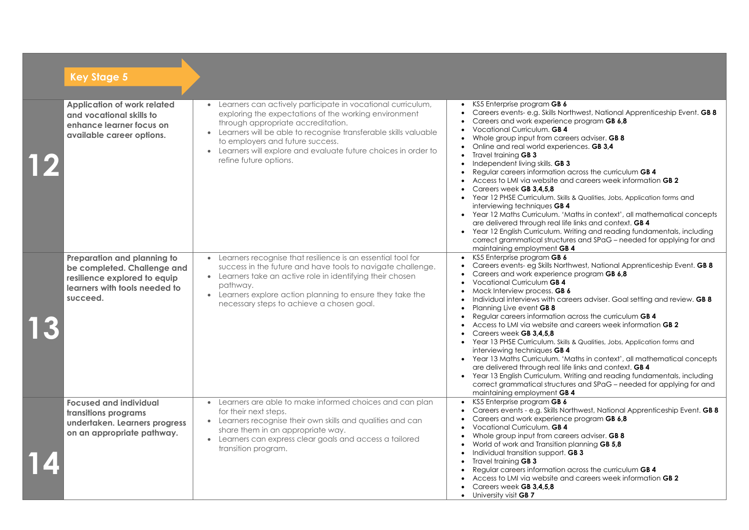## Key Stage 5

| | | | |
|---|---|---|---|
| **12** | **Application of work related and vocational skills to enhance learner focus on available career options.** | <ul><li>Learners can actively participate in vocational curriculum, exploring the expectations of the working environment through appropriate accreditation.</li><li>Learners will be able to recognise transferable skills valuable to employers and future success.</li><li>Learners will explore and evaluate future choices in order to refine future options.</li></ul> | <ul><li>KS5 Enterprise program **GB 6**</li><li>Careers events- e.g. Skills Northwest, National Apprenticeship Event. **GB 8**</li><li>Careers and work experience program **GB 6,8**</li><li>Vocational Curriculum. **GB 4**</li><li>Whole group input from careers adviser. **GB 8**</li><li>Online and real world experiences. **GB 3,4**</li><li>Travel training **GB 3**</li><li>Independent living skills. **GB 3**</li><li>Regular careers information across the curriculum **GB 4**</li><li>Access to LMI via website and careers week information **GB 2**</li><li>Careers week **GB 3,4,5,8**</li><li>Year 12 PHSE Curriculum. Skills & Qualities, Jobs, Application forms and interviewing techniques **GB 4**</li><li>Year 12 Maths Curriculum. 'Maths in context', all mathematical concepts are delivered through real life links and context. **GB 4**</li><li>Year 12 English Curriculum. Writing and reading fundamentals, including correct grammatical structures and SPaG – needed for applying for and maintaining employment **GB 4**</li></ul> |
| **13** | **Preparation and planning to be completed. Challenge and resilience explored to equip learners with tools needed to succeed.** | <ul><li>Learners recognise that resilience is an essential tool for success in the future and have tools to navigate challenge.</li><li>Learners take an active role in identifying their chosen pathway.</li><li>Learners explore action planning to ensure they take the necessary steps to achieve a chosen goal.</li></ul> | <ul><li>KS5 Enterprise program **GB 6**</li><li>Careers events- eg Skills Northwest, National Apprenticeship Event. **GB 8**</li><li>Careers and work experience program **GB 6,8**</li><li>Vocational Curriculum **GB 4**</li><li>Mock Interview process. **GB 6**</li><li>Individual interviews with careers adviser. Goal setting and review. **GB 8**</li><li>Planning Live event **GB 8**</li><li>Regular careers information across the curriculum **GB 4**</li><li>Access to LMI via website and careers week information **GB 2**</li><li>Careers week **GB 3,4,5,8**</li><li>Year 13 PHSE Curriculum. Skills & Qualities, Jobs, Application forms and interviewing techniques **GB 4**</li><li>Year 13 Maths Curriculum. 'Maths in context', all mathematical concepts are delivered through real life links and context. **GB 4**</li><li>Year 13 English Curriculum. Writing and reading fundamentals, including correct grammatical structures and SPaG – needed for applying for and maintaining employment **GB 4**</li></ul> |
| **14** | **Focused and individual transitions programs undertaken. Learners progress on an appropriate pathway.** | <ul><li>Learners are able to make informed choices and can plan for their next steps.</li><li>Learners recognise their own skills and qualities and can share them in an appropriate way.</li><li>Learners can express clear goals and access a tailored transition program.</li></ul> | <ul><li>KS5 Enterprise program **GB 6**</li><li>Careers events - e.g. Skills Northwest, National Apprenticeship Event. **GB 8**</li><li>Careers and work experience program **GB 6,8**</li><li>Vocational Curriculum. **GB 4**</li><li>Whole group input from careers adviser. **GB 8**</li><li>World of work and Transition planning **GB 5,8**</li><li>Individual transition support. **GB 3**</li><li>Travel training **GB 3**</li><li>Regular careers information across the curriculum **GB 4**</li><li>Access to LMI via website and careers week information **GB 2**</li><li>Careers week **GB 3,4,5,8**</li><li>University visit **GB 7**</li></ul> |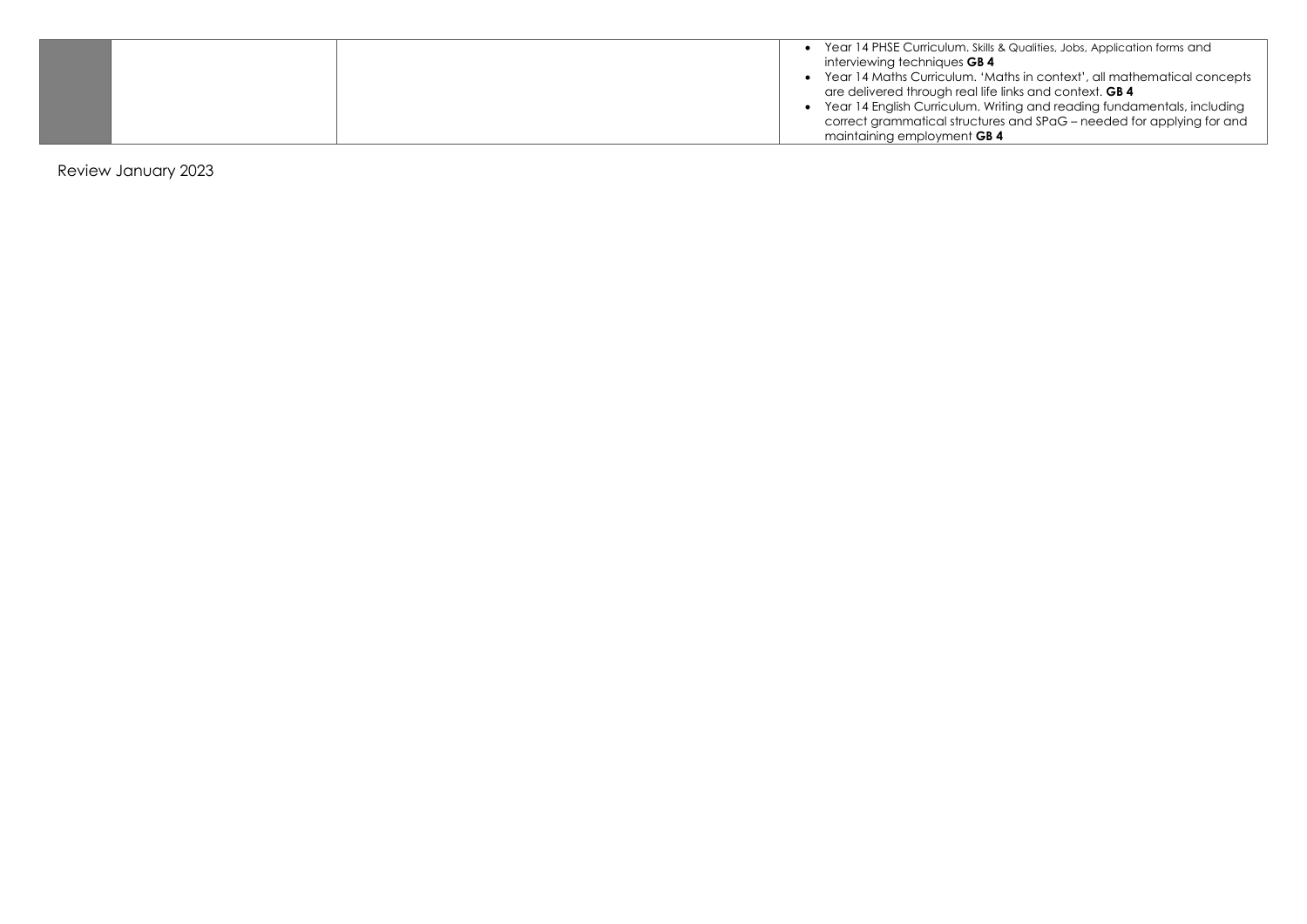| | | | |
|---|---|---|---|
| | | | • Year 14 PHSE Curriculum. Skills & Qualities, Jobs, Application forms and interviewing techniques **GB 4**<br>• Year 14 Maths Curriculum. 'Maths in context', all mathematical concepts are delivered through real life links and context. **GB 4**<br>• Year 14 English Curriculum. Writing and reading fundamentals, including correct grammatical structures and SPaG – needed for applying for and maintaining employment **GB 4** |

Review January 2023